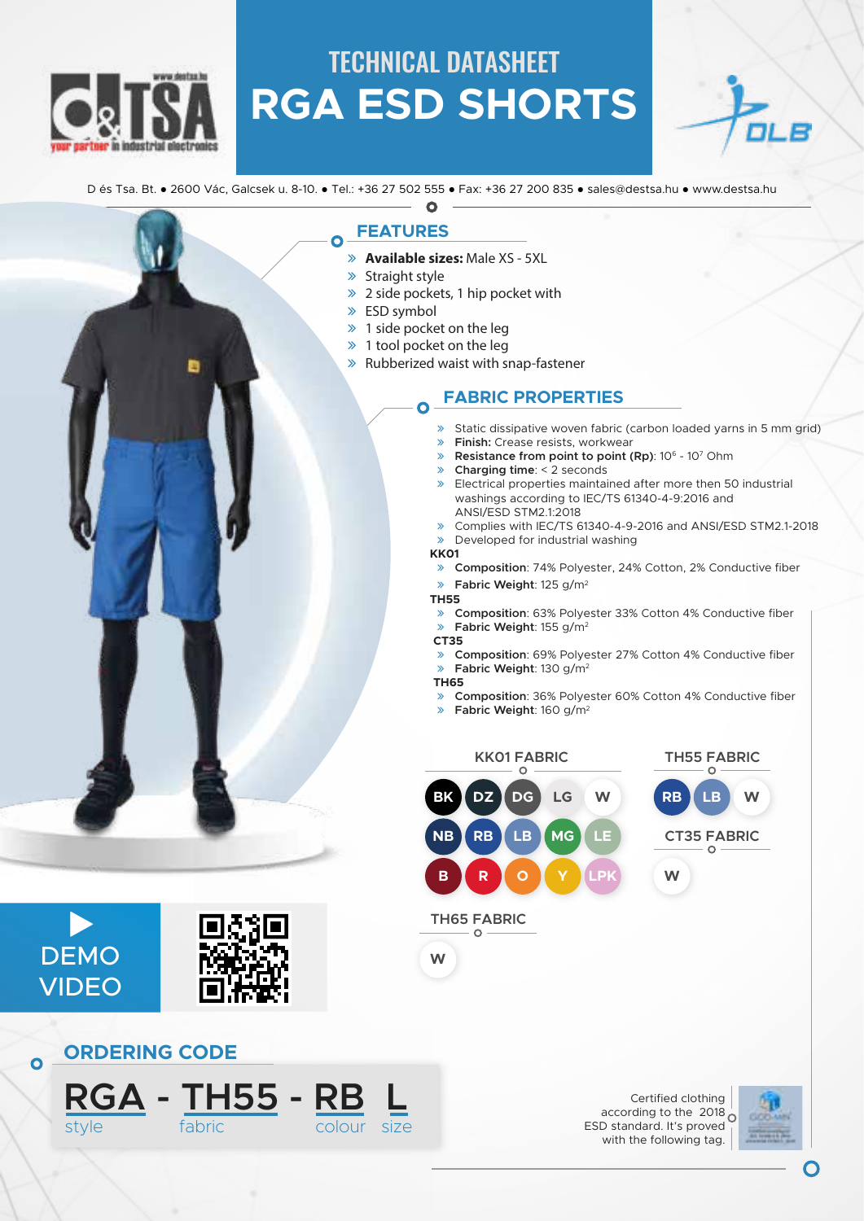# TECHNICAL DATASHEET

# RGA ESD SHORTS

D és Tsa. Bt. • 2600 Vác, Galcsek u. 8-10. • Tel.: +36 27 502 555 • Fax: +36 27 200 835 • sales@destsa.hu • www.destsa.hu

## FEATURES

- **Available sizes:** Male XS - 5XL
- Straight style
- 2 side pockets, 1 hip pocket with
- ESD symbol
- 1 side pocket on the leg
- 1 tool pocket on the leg
- Rubberized waist with snap-fastener

## FABRIC PROPERTIES

- Static dissipative woven fabric (carbon loaded yarns in 5 mm grid)
- **Finish:** Crease resists, workwear
- **Resistance from point to point (Rp)**: $10^6$ - $10^7$ Ohm
- **Charging time**: < 2 seconds
- Electrical properties maintained after more then 50 industrial washings according to IEC/TS 61340-4-9:2016 and ANSI/ESD STM2.1:2018
- Complies with IEC/TS 61340-4-9-2016 and ANSI/ESD STM2.1-2018
- Developed for industrial washing

**KK01**
- **Composition**: 74% Polyester, 24% Cotton, 2% Conductive fiber
- **Fabric Weight**: 125 g/m²

**TH55**
- **Composition**: 63% Polyester 33% Cotton 4% Conductive fiber
- **Fabric Weight**: 155 g/m²

**CT35**
- **Composition**: 69% Polyester 27% Cotton 4% Conductive fiber
- **Fabric Weight**: 130 g/m²

**TH65**
- **Composition**: 36% Polyester 60% Cotton 4% Conductive fiber
- **Fabric Weight**: 160 g/m²

### KK01 FABRIC

BK, DZ, DG, LG, W, NB, RB, LB, MG, LE, B, R, O, Y, LPK

### TH55 FABRIC

RB, LB, W

### CT35 FABRIC

W

### TH65 FABRIC

W

DEMO VIDEO

## ORDERING CODE

**RGA** - **TH55** - **RB** **L**

style — fabric — colour — size

Certified clothing according to the 2018 ESD standard. It's proved with the following tag.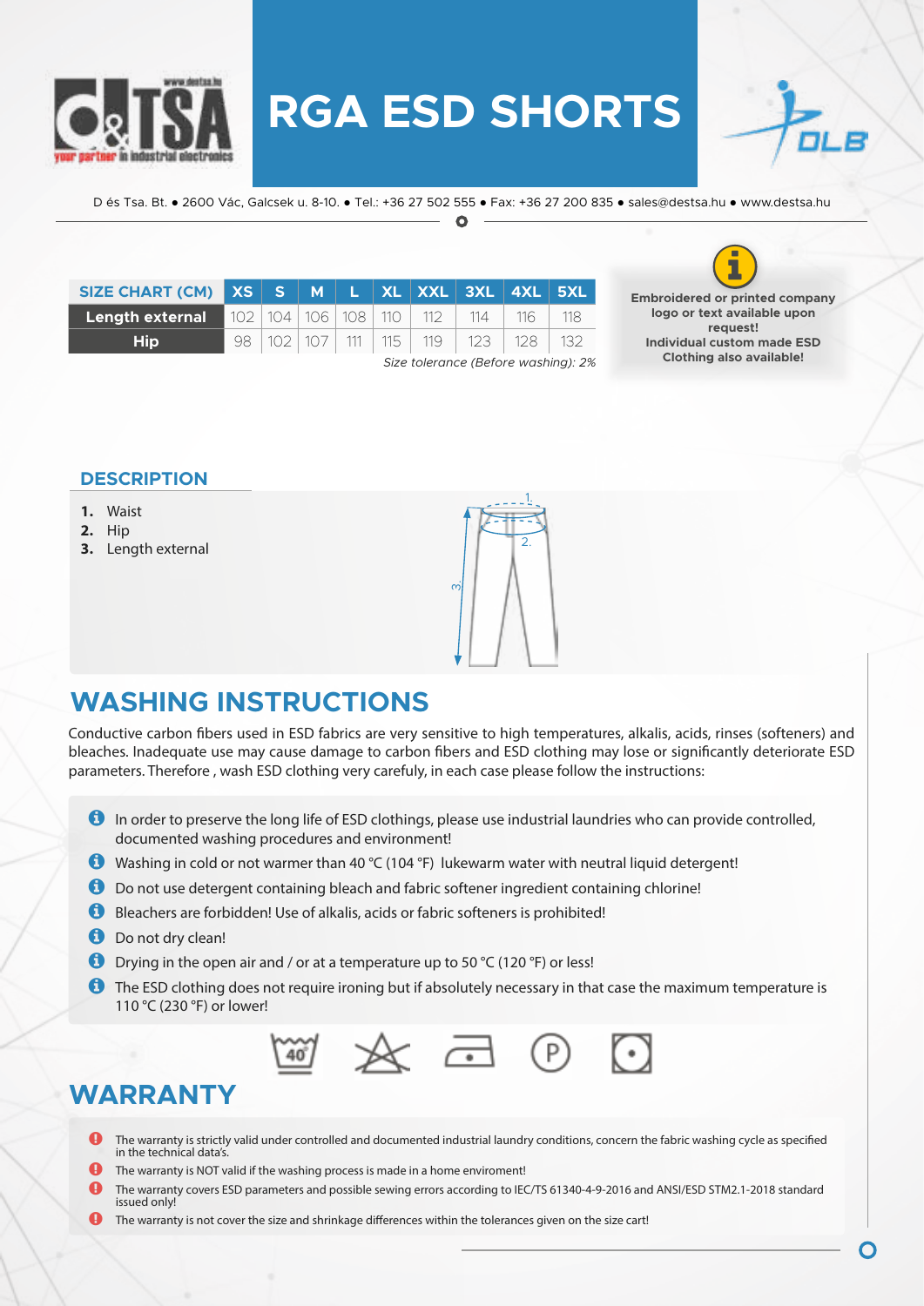# RGA ESD SHORTS

D és Tsa. Bt. • 2600 Vác, Galcsek u. 8-10. • Tel.: +36 27 502 555 • Fax: +36 27 200 835 • sales@destsa.hu • www.destsa.hu

| SIZE CHART (CM) | XS | S | M | L | XL | XXL | 3XL | 4XL | 5XL |
|---|---|---|---|---|---|---|---|---|---|
| Length external | 102 | 104 | 106 | 108 | 110 | 112 | 114 | 116 | 118 |
| Hip | 98 | 102 | 107 | 111 | 115 | 119 | 123 | 128 | 132 |

*Size tolerance (Before washing): 2%*

**Embroidered or printed company logo or text available upon request!**
**Individual custom made ESD Clothing also available!**

## DESCRIPTION

1. Waist
2. Hip
3. Length external

## WASHING INSTRUCTIONS

Conductive carbon fibers used in ESD fabrics are very sensitive to high temperatures, alkalis, acids, rinses (softeners) and bleaches. Inadequate use may cause damage to carbon fibers and ESD clothing may lose or significantly deteriorate ESD parameters. Therefore , wash ESD clothing very carefully, in each case please follow the instructions:

- In order to preserve the long life of ESD clothings, please use industrial laundries who can provide controlled, documented washing procedures and environment!
- Washing in cold or not warmer than 40 °C (104 °F) lukewarm water with neutral liquid detergent!
- Do not use detergent containing bleach and fabric softener ingredient containing chlorine!
- Bleachers are forbidden! Use of alkalis, acids or fabric softeners is prohibited!
- Do not dry clean!
- Drying in the open air and / or at a temperature up to 50 °C (120 °F) or less!
- The ESD clothing does not require ironing but if absolutely necessary in that case the maximum temperature is 110 °C (230 °F) or lower!

## WARRANTY

- The warranty is strictly valid under controlled and documented industrial laundry conditions, concern the fabric washing cycle as specified in the technical data's.
- The warranty is NOT valid if the washing process is made in a home enviroment!
- The warranty covers ESD parameters and possible sewing errors according to IEC/TS 61340-4-9-2016 and ANSI/ESD STM2.1-2018 standard issued only!
- The warranty is not cover the size and shrinkage differences within the tolerances given on the size cart!